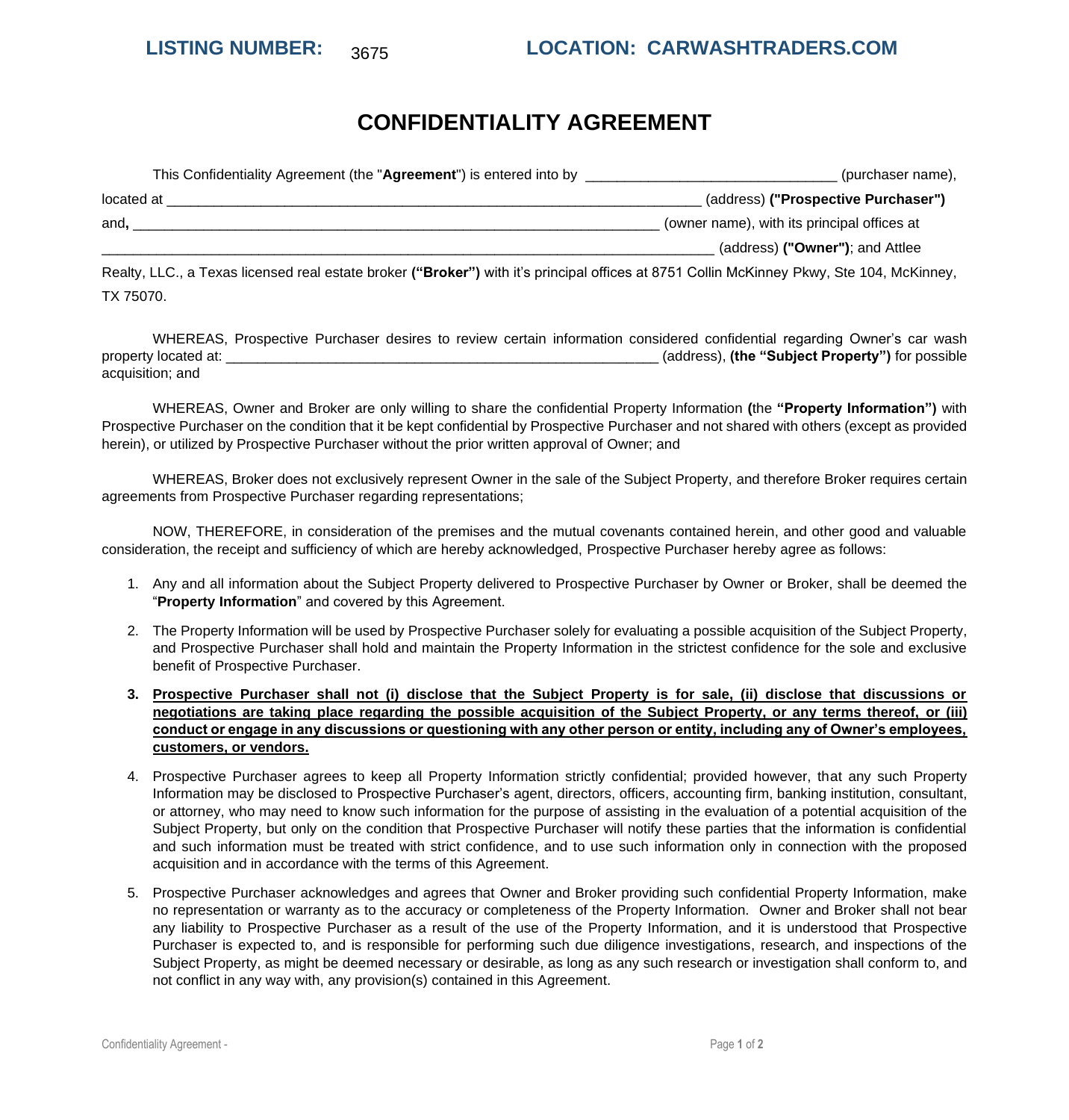**LISTING NUMBER:** 3675 **LOCATION: CARWASHTRADERS.COM**

# CONFIDENTIALITY AGREEMENT

This Confidentiality Agreement (the "**Agreement**") is entered into by ________________________________ (purchaser name), located at ____________________________________________________________________ (address) **("Prospective Purchaser")** and**,** __________________________________________________________________ (owner name), with its principal offices at ______________________________________________________________________________ (address) **("Owner")**; and Attlee Realty, LLC., a Texas licensed real estate broker **("Broker")** with it's principal offices at 8751 Collin McKinney Pkwy, Ste 104, McKinney, TX 75070.

WHEREAS, Prospective Purchaser desires to review certain information considered confidential regarding Owner's car wash property located at: _______________________________________________________ (address), **(the "Subject Property")** for possible acquisition; and

WHEREAS, Owner and Broker are only willing to share the confidential Property Information **(**the **"Property Information")** with Prospective Purchaser on the condition that it be kept confidential by Prospective Purchaser and not shared with others (except as provided herein), or utilized by Prospective Purchaser without the prior written approval of Owner; and

WHEREAS, Broker does not exclusively represent Owner in the sale of the Subject Property, and therefore Broker requires certain agreements from Prospective Purchaser regarding representations;

NOW, THEREFORE, in consideration of the premises and the mutual covenants contained herein, and other good and valuable consideration, the receipt and sufficiency of which are hereby acknowledged, Prospective Purchaser hereby agree as follows:

1. Any and all information about the Subject Property delivered to Prospective Purchaser by Owner or Broker, shall be deemed the "**Property Information**" and covered by this Agreement.
2. The Property Information will be used by Prospective Purchaser solely for evaluating a possible acquisition of the Subject Property, and Prospective Purchaser shall hold and maintain the Property Information in the strictest confidence for the sole and exclusive benefit of Prospective Purchaser.
3. **Prospective Purchaser shall not (i) disclose that the Subject Property is for sale, (ii) disclose that discussions or negotiations are taking place regarding the possible acquisition of the Subject Property, or any terms thereof, or (iii) conduct or engage in any discussions or questioning with any other person or entity, including any of Owner's employees, customers, or vendors.**
4. Prospective Purchaser agrees to keep all Property Information strictly confidential; provided however, that any such Property Information may be disclosed to Prospective Purchaser's agent, directors, officers, accounting firm, banking institution, consultant, or attorney, who may need to know such information for the purpose of assisting in the evaluation of a potential acquisition of the Subject Property, but only on the condition that Prospective Purchaser will notify these parties that the information is confidential and such information must be treated with strict confidence, and to use such information only in connection with the proposed acquisition and in accordance with the terms of this Agreement.
5. Prospective Purchaser acknowledges and agrees that Owner and Broker providing such confidential Property Information, make no representation or warranty as to the accuracy or completeness of the Property Information. Owner and Broker shall not bear any liability to Prospective Purchaser as a result of the use of the Property Information, and it is understood that Prospective Purchaser is expected to, and is responsible for performing such due diligence investigations, research, and inspections of the Subject Property, as might be deemed necessary or desirable, as long as any such research or investigation shall conform to, and not conflict in any way with, any provision(s) contained in this Agreement.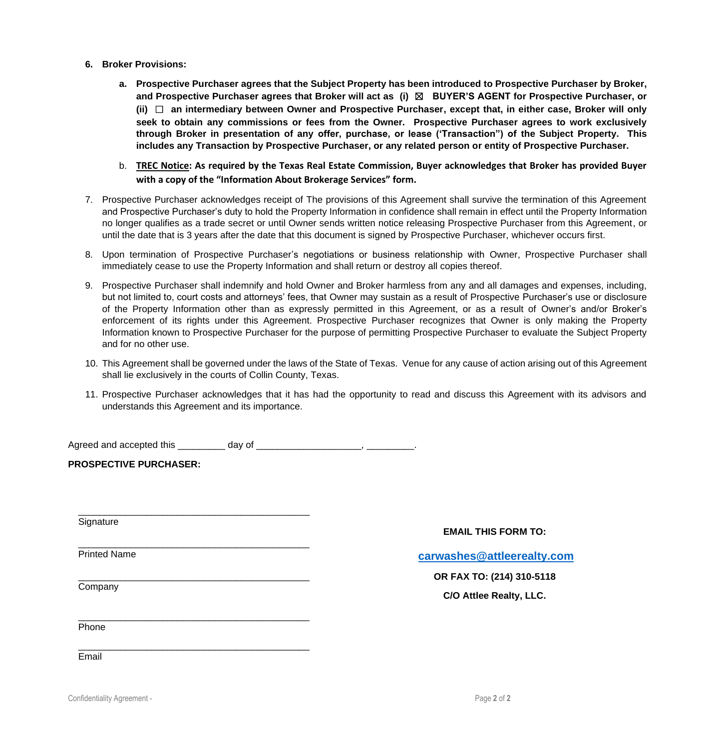6. **Broker Provisions:**

   a. **Prospective Purchaser agrees that the Subject Property has been introduced to Prospective Purchaser by Broker, and Prospective Purchaser agrees that Broker will act as (i) ☒ BUYER'S AGENT for Prospective Purchaser, or (ii) ☐ an intermediary between Owner and Prospective Purchaser, except that, in either case, Broker will only seek to obtain any commissions or fees from the Owner. Prospective Purchaser agrees to work exclusively through Broker in presentation of any offer, purchase, or lease ('Transaction") of the Subject Property. This includes any Transaction by Prospective Purchaser, or any related person or entity of Prospective Purchaser.**

   b. **<u>TREC Notice</u>: As required by the Texas Real Estate Commission, Buyer acknowledges that Broker has provided Buyer with a copy of the "Information About Brokerage Services" form.**

7. Prospective Purchaser acknowledges receipt of The provisions of this Agreement shall survive the termination of this Agreement and Prospective Purchaser's duty to hold the Property Information in confidence shall remain in effect until the Property Information no longer qualifies as a trade secret or until Owner sends written notice releasing Prospective Purchaser from this Agreement, or until the date that is 3 years after the date that this document is signed by Prospective Purchaser, whichever occurs first.

8. Upon termination of Prospective Purchaser's negotiations or business relationship with Owner, Prospective Purchaser shall immediately cease to use the Property Information and shall return or destroy all copies thereof.

9. Prospective Purchaser shall indemnify and hold Owner and Broker harmless from any and all damages and expenses, including, but not limited to, court costs and attorneys' fees, that Owner may sustain as a result of Prospective Purchaser's use or disclosure of the Property Information other than as expressly permitted in this Agreement, or as a result of Owner's and/or Broker's enforcement of its rights under this Agreement. Prospective Purchaser recognizes that Owner is only making the Property Information known to Prospective Purchaser for the purpose of permitting Prospective Purchaser to evaluate the Subject Property and for no other use.

10. This Agreement shall be governed under the laws of the State of Texas. Venue for any cause of action arising out of this Agreement shall lie exclusively in the courts of Collin County, Texas.

11. Prospective Purchaser acknowledges that it has had the opportunity to read and discuss this Agreement with its advisors and understands this Agreement and its importance.

Agreed and accepted this _________ day of ___________________, _________.

**PROSPECTIVE PURCHASER:**

_____________________________________________
Signature

_____________________________________________
Printed Name

_____________________________________________
Company

_____________________________________________
Phone

_____________________________________________
Email

**EMAIL THIS FORM TO:**

**carwashes@attleerealty.com**

**OR FAX TO: (214) 310-5118**

**C/O Attlee Realty, LLC.**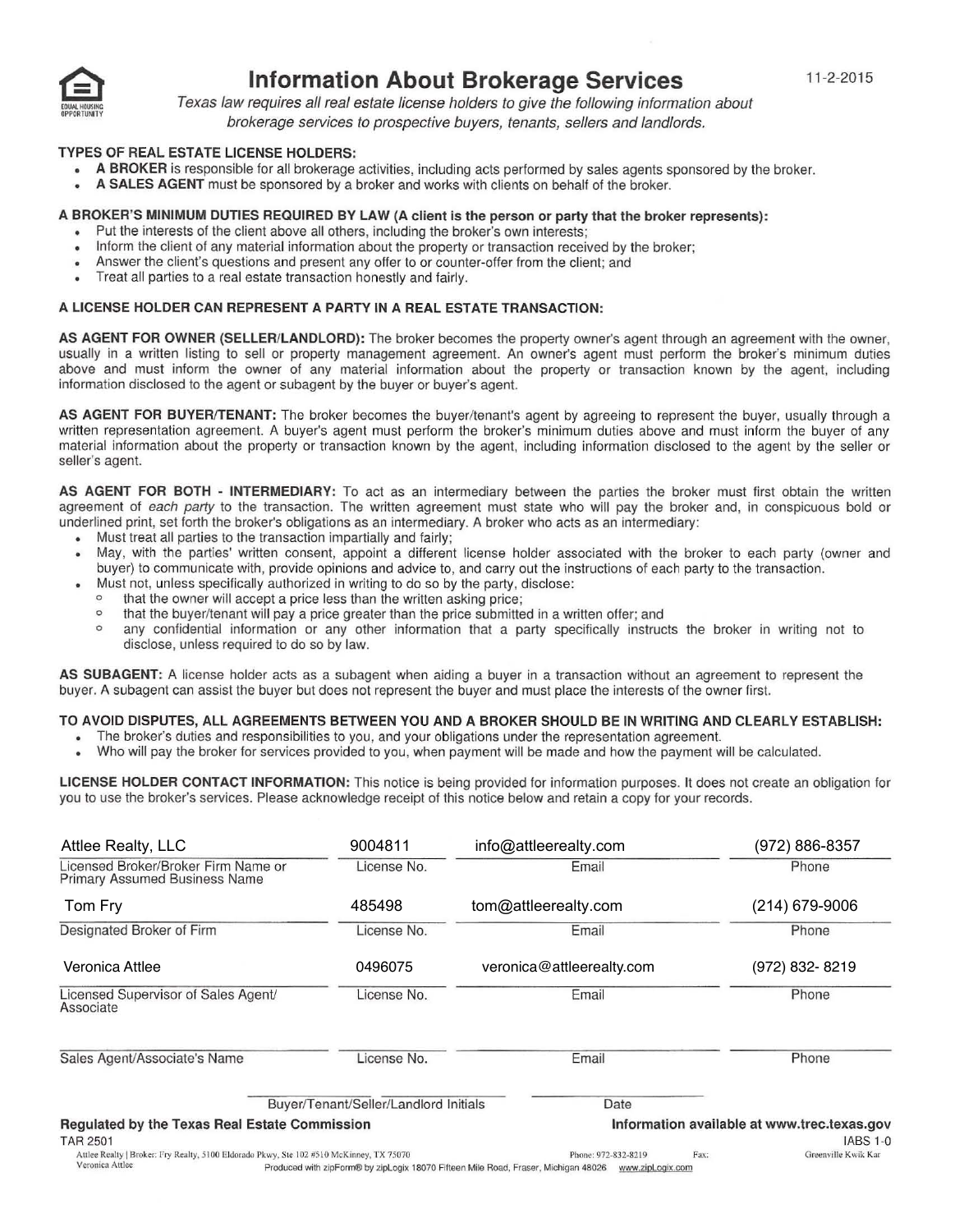# Information About Brokerage Services

11-2-2015

*Texas law requires all real estate license holders to give the following information about brokerage services to prospective buyers, tenants, sellers and landlords.*

**TYPES OF REAL ESTATE LICENSE HOLDERS:**

- **A BROKER** is responsible for all brokerage activities, including acts performed by sales agents sponsored by the broker.
- **A SALES AGENT** must be sponsored by a broker and works with clients on behalf of the broker.

**A BROKER'S MINIMUM DUTIES REQUIRED BY LAW (A client is the person or party that the broker represents):**

- Put the interests of the client above all others, including the broker's own interests;
- Inform the client of any material information about the property or transaction received by the broker;
- Answer the client's questions and present any offer to or counter-offer from the client; and
- Treat all parties to a real estate transaction honestly and fairly.

**A LICENSE HOLDER CAN REPRESENT A PARTY IN A REAL ESTATE TRANSACTION:**

**AS AGENT FOR OWNER (SELLER/LANDLORD):** The broker becomes the property owner's agent through an agreement with the owner, usually in a written listing to sell or property management agreement. An owner's agent must perform the broker's minimum duties above and must inform the owner of any material information about the property or transaction known by the agent, including information disclosed to the agent or subagent by the buyer or buyer's agent.

**AS AGENT FOR BUYER/TENANT:** The broker becomes the buyer/tenant's agent by agreeing to represent the buyer, usually through a written representation agreement. A buyer's agent must perform the broker's minimum duties above and must inform the buyer of any material information about the property or transaction known by the agent, including information disclosed to the agent by the seller or seller's agent.

**AS AGENT FOR BOTH - INTERMEDIARY:** To act as an intermediary between the parties the broker must first obtain the written agreement of *each party* to the transaction. The written agreement must state who will pay the broker and, in conspicuous bold or underlined print, set forth the broker's obligations as an intermediary. A broker who acts as an intermediary:

- Must treat all parties to the transaction impartially and fairly;
- May, with the parties' written consent, appoint a different license holder associated with the broker to each party (owner and buyer) to communicate with, provide opinions and advice to, and carry out the instructions of each party to the transaction.
- Must not, unless specifically authorized in writing to do so by the party, disclose:
  - that the owner will accept a price less than the written asking price;
  - that the buyer/tenant will pay a price greater than the price submitted in a written offer; and
  - any confidential information or any other information that a party specifically instructs the broker in writing not to disclose, unless required to do so by law.

**AS SUBAGENT:** A license holder acts as a subagent when aiding a buyer in a transaction without an agreement to represent the buyer. A subagent can assist the buyer but does not represent the buyer and must place the interests of the owner first.

**TO AVOID DISPUTES, ALL AGREEMENTS BETWEEN YOU AND A BROKER SHOULD BE IN WRITING AND CLEARLY ESTABLISH:**

- The broker's duties and responsibilities to you, and your obligations under the representation agreement.
- Who will pay the broker for services provided to you, when payment will be made and how the payment will be calculated.

**LICENSE HOLDER CONTACT INFORMATION:** This notice is being provided for information purposes. It does not create an obligation for you to use the broker's services. Please acknowledge receipt of this notice below and retain a copy for your records.

| | | | |
|---|---|---|---|
| Attlee Realty, LLC | 9004811 | info@attleerealty.com | (972) 886-8357 |
| Licensed Broker/Broker Firm Name or Primary Assumed Business Name | License No. | Email | Phone |
| Tom Fry | 485498 | tom@attleerealty.com | (214) 679-9006 |
| Designated Broker of Firm | License No. | Email | Phone |
| Veronica Attlee | 0496075 | veronica@attleerealty.com | (972) 832- 8219 |
| Licensed Supervisor of Sales Agent/ Associate | License No. | Email | Phone |
| | | | |
| Sales Agent/Associate's Name | License No. | Email | Phone |

Buyer/Tenant/Seller/Landlord Initials ____________ Date ____________

**Regulated by the Texas Real Estate Commission** | **Information available at www.trec.texas.gov**

TAR 2501 | IABS 1-0

Attlee Realty | Broker: Fry Realty, 5100 Eldorado Pkwy, Ste 102 #510 McKinney, TX 75070 | Phone: 972-832-8219 | Fax: | Greenville Kwik Kar
Veronica Attlee | Produced with zipForm® by zipLogix 18070 Fifteen Mile Road, Fraser, Michigan 48026 www.zipLogix.com